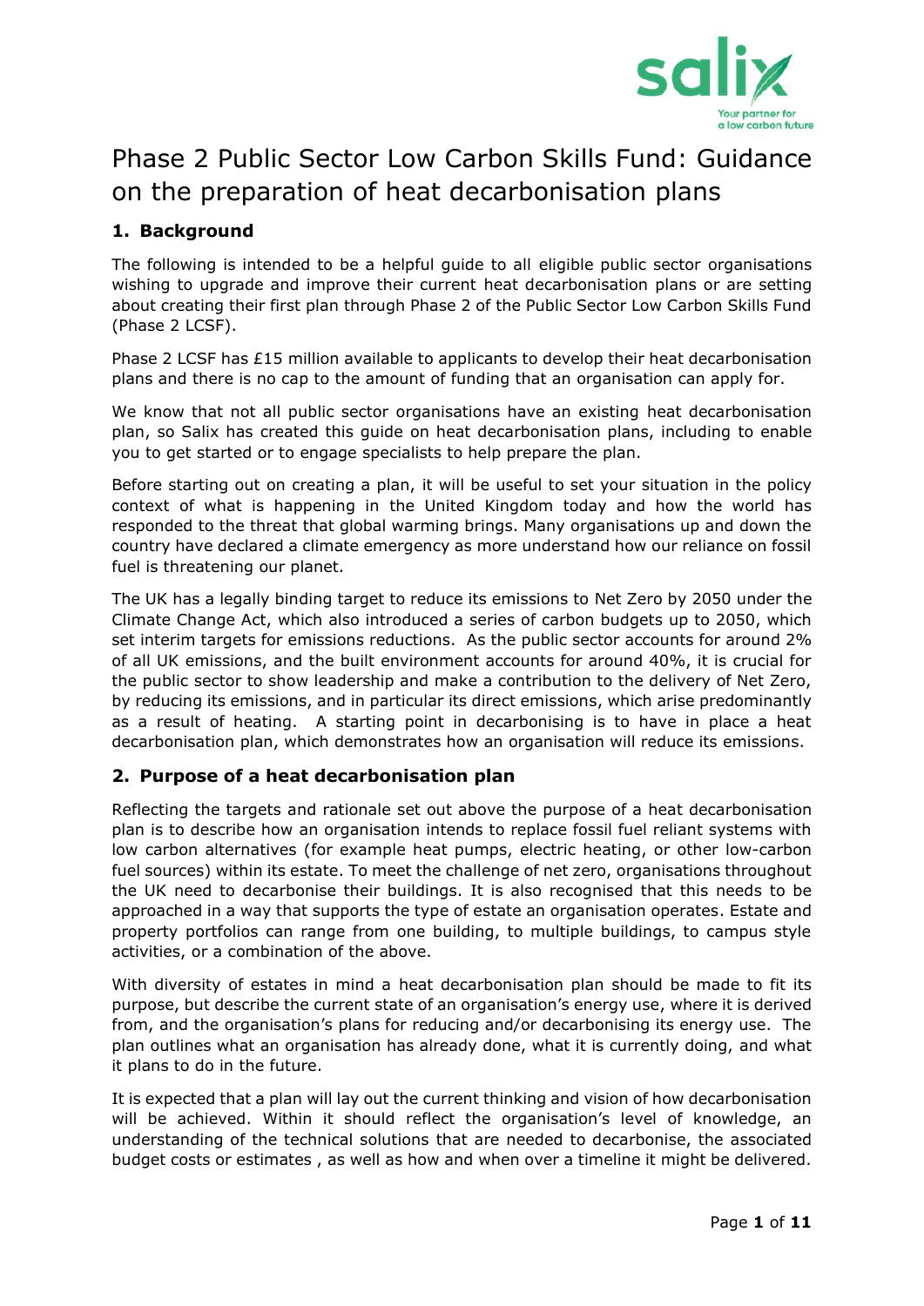# Phase 2 Public Sector Low Carbon Skills Fund: Guidance on the preparation of heat decarbonisation plans

## 1. Background

The following is intended to be a helpful guide to all eligible public sector organisations wishing to upgrade and improve their current heat decarbonisation plans or are setting about creating their first plan through Phase 2 of the Public Sector Low Carbon Skills Fund (Phase 2 LCSF).

Phase 2 LCSF has £15 million available to applicants to develop their heat decarbonisation plans and there is no cap to the amount of funding that an organisation can apply for.

We know that not all public sector organisations have an existing heat decarbonisation plan, so Salix has created this guide on heat decarbonisation plans, including to enable you to get started or to engage specialists to help prepare the plan.

Before starting out on creating a plan, it will be useful to set your situation in the policy context of what is happening in the United Kingdom today and how the world has responded to the threat that global warming brings. Many organisations up and down the country have declared a climate emergency as more understand how our reliance on fossil fuel is threatening our planet.

The UK has a legally binding target to reduce its emissions to Net Zero by 2050 under the Climate Change Act, which also introduced a series of carbon budgets up to 2050, which set interim targets for emissions reductions. As the public sector accounts for around 2% of all UK emissions, and the built environment accounts for around 40%, it is crucial for the public sector to show leadership and make a contribution to the delivery of Net Zero, by reducing its emissions, and in particular its direct emissions, which arise predominantly as a result of heating. A starting point in decarbonising is to have in place a heat decarbonisation plan, which demonstrates how an organisation will reduce its emissions.

## 2. Purpose of a heat decarbonisation plan

Reflecting the targets and rationale set out above the purpose of a heat decarbonisation plan is to describe how an organisation intends to replace fossil fuel reliant systems with low carbon alternatives (for example heat pumps, electric heating, or other low-carbon fuel sources) within its estate. To meet the challenge of net zero, organisations throughout the UK need to decarbonise their buildings. It is also recognised that this needs to be approached in a way that supports the type of estate an organisation operates. Estate and property portfolios can range from one building, to multiple buildings, to campus style activities, or a combination of the above.

With diversity of estates in mind a heat decarbonisation plan should be made to fit its purpose, but describe the current state of an organisation's energy use, where it is derived from, and the organisation's plans for reducing and/or decarbonising its energy use. The plan outlines what an organisation has already done, what it is currently doing, and what it plans to do in the future.

It is expected that a plan will lay out the current thinking and vision of how decarbonisation will be achieved. Within it should reflect the organisation's level of knowledge, an understanding of the technical solutions that are needed to decarbonise, the associated budget costs or estimates , as well as how and when over a timeline it might be delivered.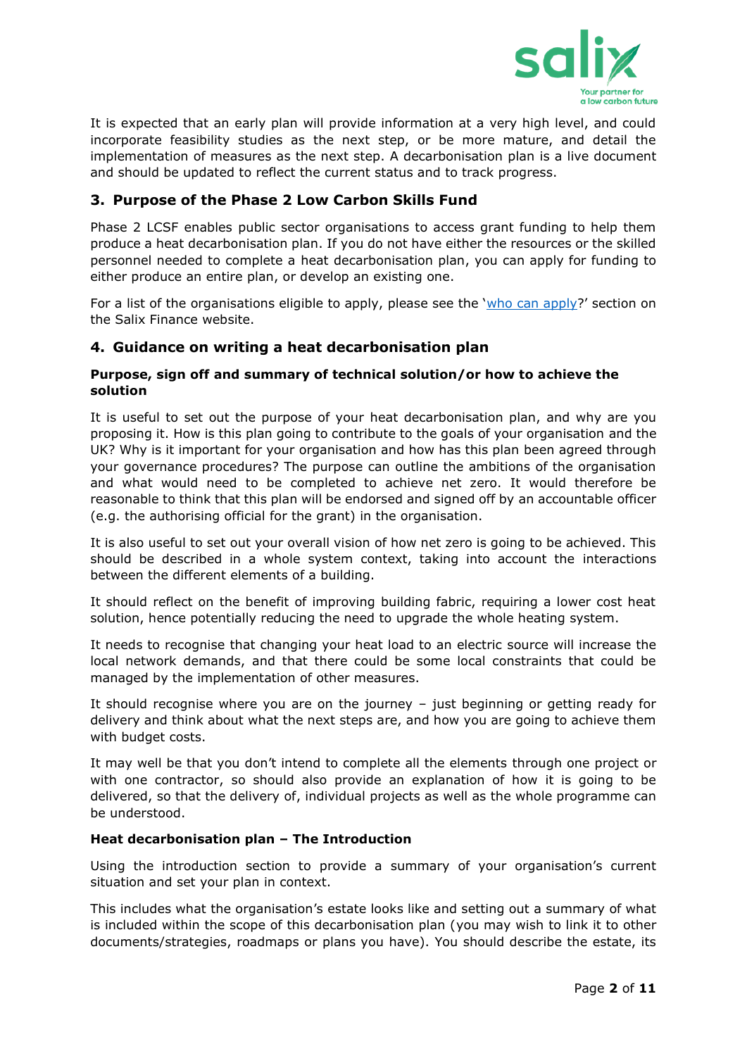It is expected that an early plan will provide information at a very high level, and could incorporate feasibility studies as the next step, or be more mature, and detail the implementation of measures as the next step. A decarbonisation plan is a live document and should be updated to reflect the current status and to track progress.

## 3. Purpose of the Phase 2 Low Carbon Skills Fund

Phase 2 LCSF enables public sector organisations to access grant funding to help them produce a heat decarbonisation plan. If you do not have either the resources or the skilled personnel needed to complete a heat decarbonisation plan, you can apply for funding to either produce an entire plan, or develop an existing one.

For a list of the organisations eligible to apply, please see the '[who can apply](who can apply)?' section on the Salix Finance website.

## 4. Guidance on writing a heat decarbonisation plan

### Purpose, sign off and summary of technical solution/or how to achieve the solution

It is useful to set out the purpose of your heat decarbonisation plan, and why are you proposing it. How is this plan going to contribute to the goals of your organisation and the UK? Why is it important for your organisation and how has this plan been agreed through your governance procedures? The purpose can outline the ambitions of the organisation and what would need to be completed to achieve net zero. It would therefore be reasonable to think that this plan will be endorsed and signed off by an accountable officer (e.g. the authorising official for the grant) in the organisation.

It is also useful to set out your overall vision of how net zero is going to be achieved. This should be described in a whole system context, taking into account the interactions between the different elements of a building.

It should reflect on the benefit of improving building fabric, requiring a lower cost heat solution, hence potentially reducing the need to upgrade the whole heating system.

It needs to recognise that changing your heat load to an electric source will increase the local network demands, and that there could be some local constraints that could be managed by the implementation of other measures.

It should recognise where you are on the journey – just beginning or getting ready for delivery and think about what the next steps are, and how you are going to achieve them with budget costs.

It may well be that you don't intend to complete all the elements through one project or with one contractor, so should also provide an explanation of how it is going to be delivered, so that the delivery of, individual projects as well as the whole programme can be understood.

### Heat decarbonisation plan – The Introduction

Using the introduction section to provide a summary of your organisation's current situation and set your plan in context.

This includes what the organisation's estate looks like and setting out a summary of what is included within the scope of this decarbonisation plan (you may wish to link it to other documents/strategies, roadmaps or plans you have). You should describe the estate, its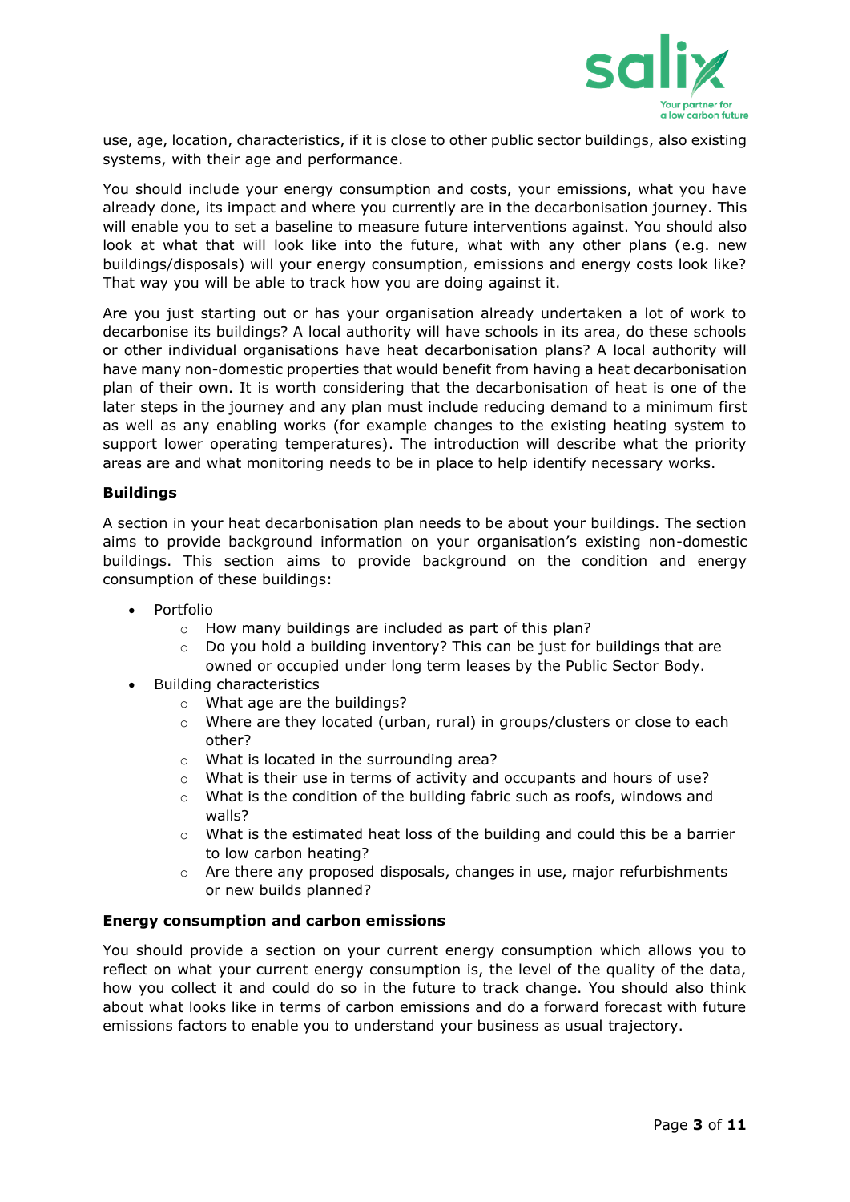use, age, location, characteristics, if it is close to other public sector buildings, also existing systems, with their age and performance.

You should include your energy consumption and costs, your emissions, what you have already done, its impact and where you currently are in the decarbonisation journey. This will enable you to set a baseline to measure future interventions against. You should also look at what that will look like into the future, what with any other plans (e.g. new buildings/disposals) will your energy consumption, emissions and energy costs look like? That way you will be able to track how you are doing against it.

Are you just starting out or has your organisation already undertaken a lot of work to decarbonise its buildings? A local authority will have schools in its area, do these schools or other individual organisations have heat decarbonisation plans? A local authority will have many non-domestic properties that would benefit from having a heat decarbonisation plan of their own. It is worth considering that the decarbonisation of heat is one of the later steps in the journey and any plan must include reducing demand to a minimum first as well as any enabling works (for example changes to the existing heating system to support lower operating temperatures). The introduction will describe what the priority areas are and what monitoring needs to be in place to help identify necessary works.

**Buildings**

A section in your heat decarbonisation plan needs to be about your buildings. The section aims to provide background information on your organisation's existing non-domestic buildings. This section aims to provide background on the condition and energy consumption of these buildings:

- Portfolio
  - How many buildings are included as part of this plan?
  - Do you hold a building inventory? This can be just for buildings that are owned or occupied under long term leases by the Public Sector Body.
- Building characteristics
  - What age are the buildings?
  - Where are they located (urban, rural) in groups/clusters or close to each other?
  - What is located in the surrounding area?
  - What is their use in terms of activity and occupants and hours of use?
  - What is the condition of the building fabric such as roofs, windows and walls?
  - What is the estimated heat loss of the building and could this be a barrier to low carbon heating?
  - Are there any proposed disposals, changes in use, major refurbishments or new builds planned?

**Energy consumption and carbon emissions**

You should provide a section on your current energy consumption which allows you to reflect on what your current energy consumption is, the level of the quality of the data, how you collect it and could do so in the future to track change. You should also think about what looks like in terms of carbon emissions and do a forward forecast with future emissions factors to enable you to understand your business as usual trajectory.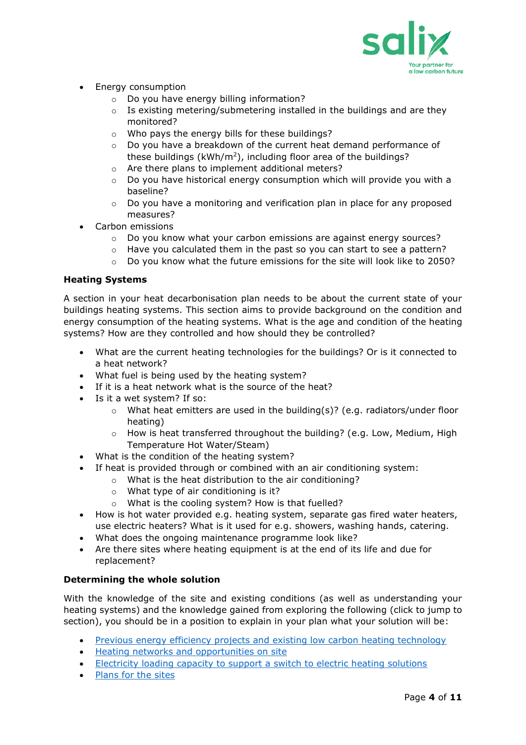- Energy consumption
  - Do you have energy billing information?
  - Is existing metering/submetering installed in the buildings and are they monitored?
  - Who pays the energy bills for these buildings?
  - Do you have a breakdown of the current heat demand performance of these buildings (kWh/$m^2$), including floor area of the buildings?
  - Are there plans to implement additional meters?
  - Do you have historical energy consumption which will provide you with a baseline?
  - Do you have a monitoring and verification plan in place for any proposed measures?
- Carbon emissions
  - Do you know what your carbon emissions are against energy sources?
  - Have you calculated them in the past so you can start to see a pattern?
  - Do you know what the future emissions for the site will look like to 2050?

**Heating Systems**

A section in your heat decarbonisation plan needs to be about the current state of your buildings heating systems. This section aims to provide background on the condition and energy consumption of the heating systems. What is the age and condition of the heating systems? How are they controlled and how should they be controlled?

- What are the current heating technologies for the buildings? Or is it connected to a heat network?
- What fuel is being used by the heating system?
- If it is a heat network what is the source of the heat?
- Is it a wet system? If so:
  - What heat emitters are used in the building(s)? (e.g. radiators/under floor heating)
  - How is heat transferred throughout the building? (e.g. Low, Medium, High Temperature Hot Water/Steam)
- What is the condition of the heating system?
- If heat is provided through or combined with an air conditioning system:
  - What is the heat distribution to the air conditioning?
  - What type of air conditioning is it?
  - What is the cooling system? How is that fuelled?
- How is hot water provided e.g. heating system, separate gas fired water heaters, use electric heaters? What is it used for e.g. showers, washing hands, catering.
- What does the ongoing maintenance programme look like?
- Are there sites where heating equipment is at the end of its life and due for replacement?

**Determining the whole solution**

With the knowledge of the site and existing conditions (as well as understanding your heating systems) and the knowledge gained from exploring the following (click to jump to section), you should be in a position to explain in your plan what your solution will be:

- Previous energy efficiency projects and existing low carbon heating technology
- Heating networks and opportunities on site
- Electricity loading capacity to support a switch to electric heating solutions
- Plans for the sites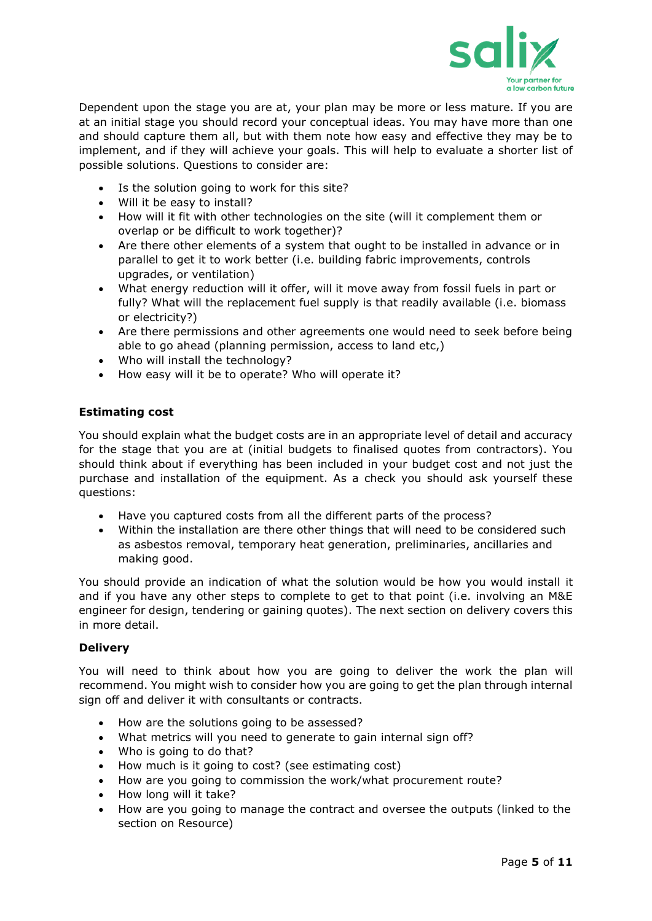Dependent upon the stage you are at, your plan may be more or less mature. If you are at an initial stage you should record your conceptual ideas. You may have more than one and should capture them all, but with them note how easy and effective they may be to implement, and if they will achieve your goals. This will help to evaluate a shorter list of possible solutions. Questions to consider are:

- Is the solution going to work for this site?
- Will it be easy to install?
- How will it fit with other technologies on the site (will it complement them or overlap or be difficult to work together)?
- Are there other elements of a system that ought to be installed in advance or in parallel to get it to work better (i.e. building fabric improvements, controls upgrades, or ventilation)
- What energy reduction will it offer, will it move away from fossil fuels in part or fully? What will the replacement fuel supply is that readily available (i.e. biomass or electricity?)
- Are there permissions and other agreements one would need to seek before being able to go ahead (planning permission, access to land etc,)
- Who will install the technology?
- How easy will it be to operate? Who will operate it?

**Estimating cost**

You should explain what the budget costs are in an appropriate level of detail and accuracy for the stage that you are at (initial budgets to finalised quotes from contractors). You should think about if everything has been included in your budget cost and not just the purchase and installation of the equipment. As a check you should ask yourself these questions:

- Have you captured costs from all the different parts of the process?
- Within the installation are there other things that will need to be considered such as asbestos removal, temporary heat generation, preliminaries, ancillaries and making good.

You should provide an indication of what the solution would be how you would install it and if you have any other steps to complete to get to that point (i.e. involving an M&E engineer for design, tendering or gaining quotes). The next section on delivery covers this in more detail.

**Delivery**

You will need to think about how you are going to deliver the work the plan will recommend. You might wish to consider how you are going to get the plan through internal sign off and deliver it with consultants or contracts.

- How are the solutions going to be assessed?
- What metrics will you need to generate to gain internal sign off?
- Who is going to do that?
- How much is it going to cost? (see estimating cost)
- How are you going to commission the work/what procurement route?
- How long will it take?
- How are you going to manage the contract and oversee the outputs (linked to the section on Resource)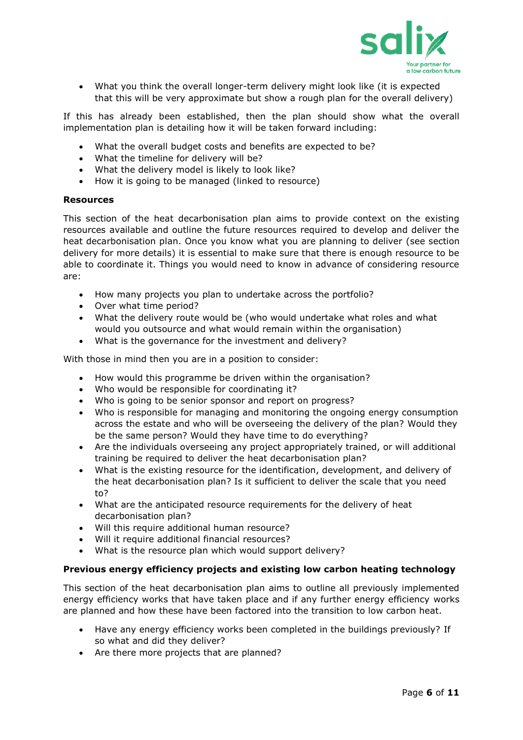- What you think the overall longer-term delivery might look like (it is expected that this will be very approximate but show a rough plan for the overall delivery)

If this has already been established, then the plan should show what the overall implementation plan is detailing how it will be taken forward including:

- What the overall budget costs and benefits are expected to be?
- What the timeline for delivery will be?
- What the delivery model is likely to look like?
- How it is going to be managed (linked to resource)

**Resources**

This section of the heat decarbonisation plan aims to provide context on the existing resources available and outline the future resources required to develop and deliver the heat decarbonisation plan. Once you know what you are planning to deliver (see section delivery for more details) it is essential to make sure that there is enough resource to be able to coordinate it. Things you would need to know in advance of considering resource are:

- How many projects you plan to undertake across the portfolio?
- Over what time period?
- What the delivery route would be (who would undertake what roles and what would you outsource and what would remain within the organisation)
- What is the governance for the investment and delivery?

With those in mind then you are in a position to consider:

- How would this programme be driven within the organisation?
- Who would be responsible for coordinating it?
- Who is going to be senior sponsor and report on progress?
- Who is responsible for managing and monitoring the ongoing energy consumption across the estate and who will be overseeing the delivery of the plan? Would they be the same person? Would they have time to do everything?
- Are the individuals overseeing any project appropriately trained, or will additional training be required to deliver the heat decarbonisation plan?
- What is the existing resource for the identification, development, and delivery of the heat decarbonisation plan? Is it sufficient to deliver the scale that you need to?
- What are the anticipated resource requirements for the delivery of heat decarbonisation plan?
- Will this require additional human resource?
- Will it require additional financial resources?
- What is the resource plan which would support delivery?

**Previous energy efficiency projects and existing low carbon heating technology**

This section of the heat decarbonisation plan aims to outline all previously implemented energy efficiency works that have taken place and if any further energy efficiency works are planned and how these have been factored into the transition to low carbon heat.

- Have any energy efficiency works been completed in the buildings previously? If so what and did they deliver?
- Are there more projects that are planned?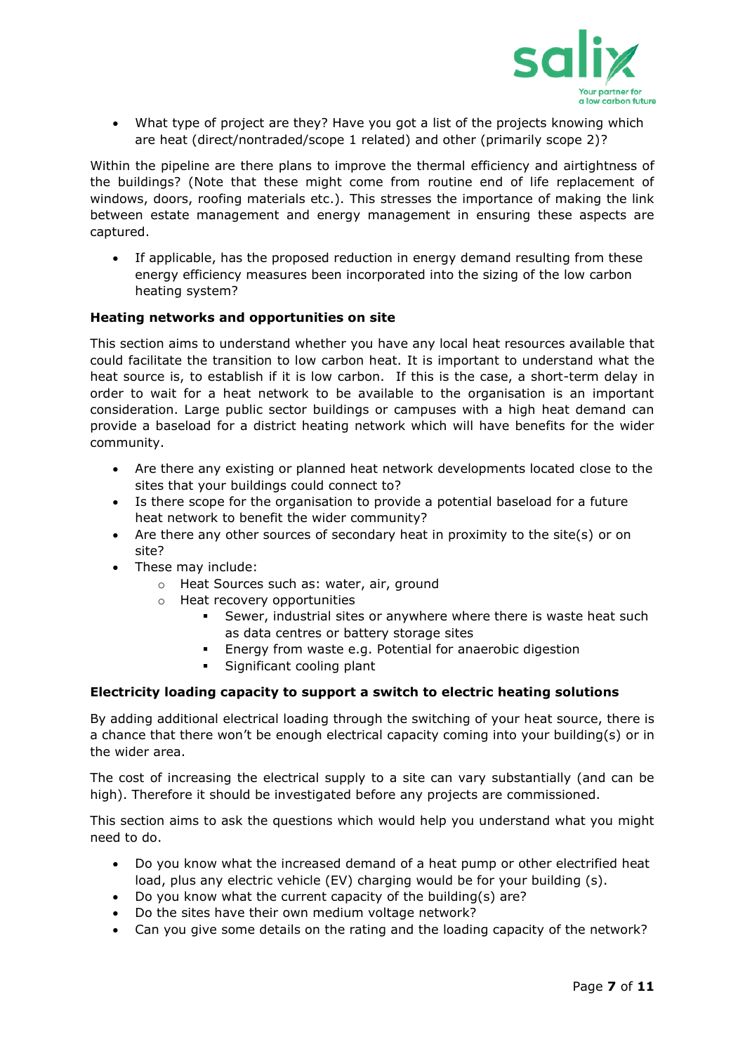- What type of project are they? Have you got a list of the projects knowing which are heat (direct/nontraded/scope 1 related) and other (primarily scope 2)?

Within the pipeline are there plans to improve the thermal efficiency and airtightness of the buildings? (Note that these might come from routine end of life replacement of windows, doors, roofing materials etc.). This stresses the importance of making the link between estate management and energy management in ensuring these aspects are captured.

- If applicable, has the proposed reduction in energy demand resulting from these energy efficiency measures been incorporated into the sizing of the low carbon heating system?

**Heating networks and opportunities on site**

This section aims to understand whether you have any local heat resources available that could facilitate the transition to low carbon heat. It is important to understand what the heat source is, to establish if it is low carbon. If this is the case, a short-term delay in order to wait for a heat network to be available to the organisation is an important consideration. Large public sector buildings or campuses with a high heat demand can provide a baseload for a district heating network which will have benefits for the wider community.

- Are there any existing or planned heat network developments located close to the sites that your buildings could connect to?
- Is there scope for the organisation to provide a potential baseload for a future heat network to benefit the wider community?
- Are there any other sources of secondary heat in proximity to the site(s) or on site?
- These may include:
  - Heat Sources such as: water, air, ground
  - Heat recovery opportunities
    - Sewer, industrial sites or anywhere where there is waste heat such as data centres or battery storage sites
    - Energy from waste e.g. Potential for anaerobic digestion
    - Significant cooling plant

**Electricity loading capacity to support a switch to electric heating solutions**

By adding additional electrical loading through the switching of your heat source, there is a chance that there won't be enough electrical capacity coming into your building(s) or in the wider area.

The cost of increasing the electrical supply to a site can vary substantially (and can be high). Therefore it should be investigated before any projects are commissioned.

This section aims to ask the questions which would help you understand what you might need to do.

- Do you know what the increased demand of a heat pump or other electrified heat load, plus any electric vehicle (EV) charging would be for your building (s).
- Do you know what the current capacity of the building(s) are?
- Do the sites have their own medium voltage network?
- Can you give some details on the rating and the loading capacity of the network?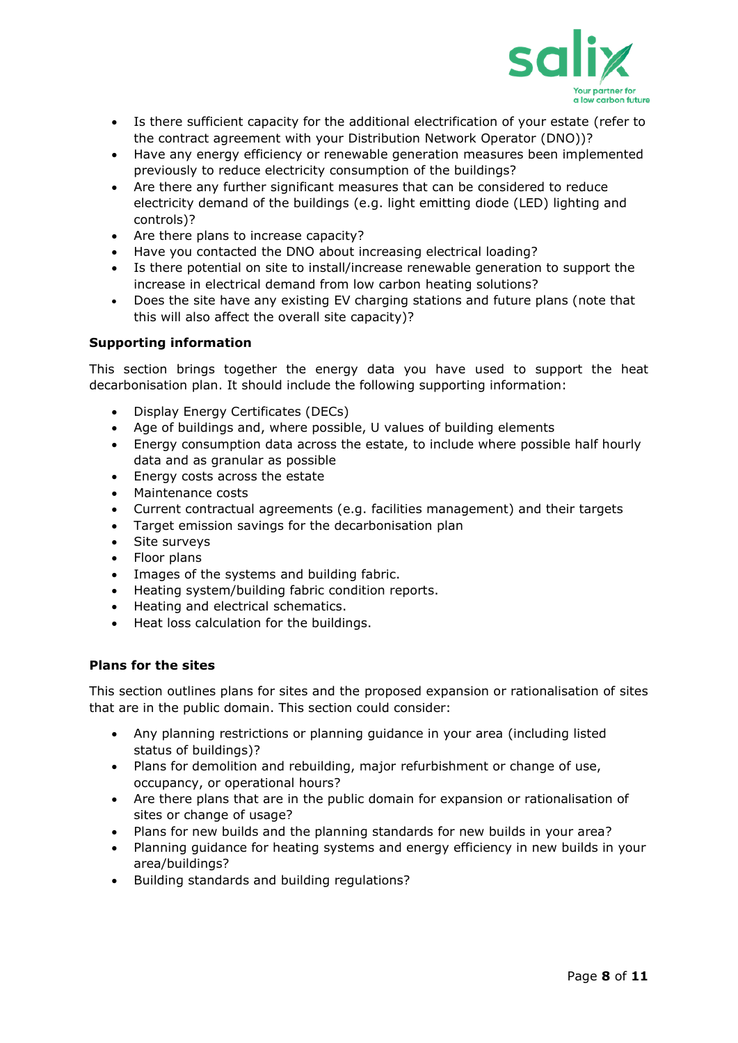- Is there sufficient capacity for the additional electrification of your estate (refer to the contract agreement with your Distribution Network Operator (DNO))?
- Have any energy efficiency or renewable generation measures been implemented previously to reduce electricity consumption of the buildings?
- Are there any further significant measures that can be considered to reduce electricity demand of the buildings (e.g. light emitting diode (LED) lighting and controls)?
- Are there plans to increase capacity?
- Have you contacted the DNO about increasing electrical loading?
- Is there potential on site to install/increase renewable generation to support the increase in electrical demand from low carbon heating solutions?
- Does the site have any existing EV charging stations and future plans (note that this will also affect the overall site capacity)?

**Supporting information**

This section brings together the energy data you have used to support the heat decarbonisation plan. It should include the following supporting information:

- Display Energy Certificates (DECs)
- Age of buildings and, where possible, U values of building elements
- Energy consumption data across the estate, to include where possible half hourly data and as granular as possible
- Energy costs across the estate
- Maintenance costs
- Current contractual agreements (e.g. facilities management) and their targets
- Target emission savings for the decarbonisation plan
- Site surveys
- Floor plans
- Images of the systems and building fabric.
- Heating system/building fabric condition reports.
- Heating and electrical schematics.
- Heat loss calculation for the buildings.

**Plans for the sites**

This section outlines plans for sites and the proposed expansion or rationalisation of sites that are in the public domain. This section could consider:

- Any planning restrictions or planning guidance in your area (including listed status of buildings)?
- Plans for demolition and rebuilding, major refurbishment or change of use, occupancy, or operational hours?
- Are there plans that are in the public domain for expansion or rationalisation of sites or change of usage?
- Plans for new builds and the planning standards for new builds in your area?
- Planning guidance for heating systems and energy efficiency in new builds in your area/buildings?
- Building standards and building regulations?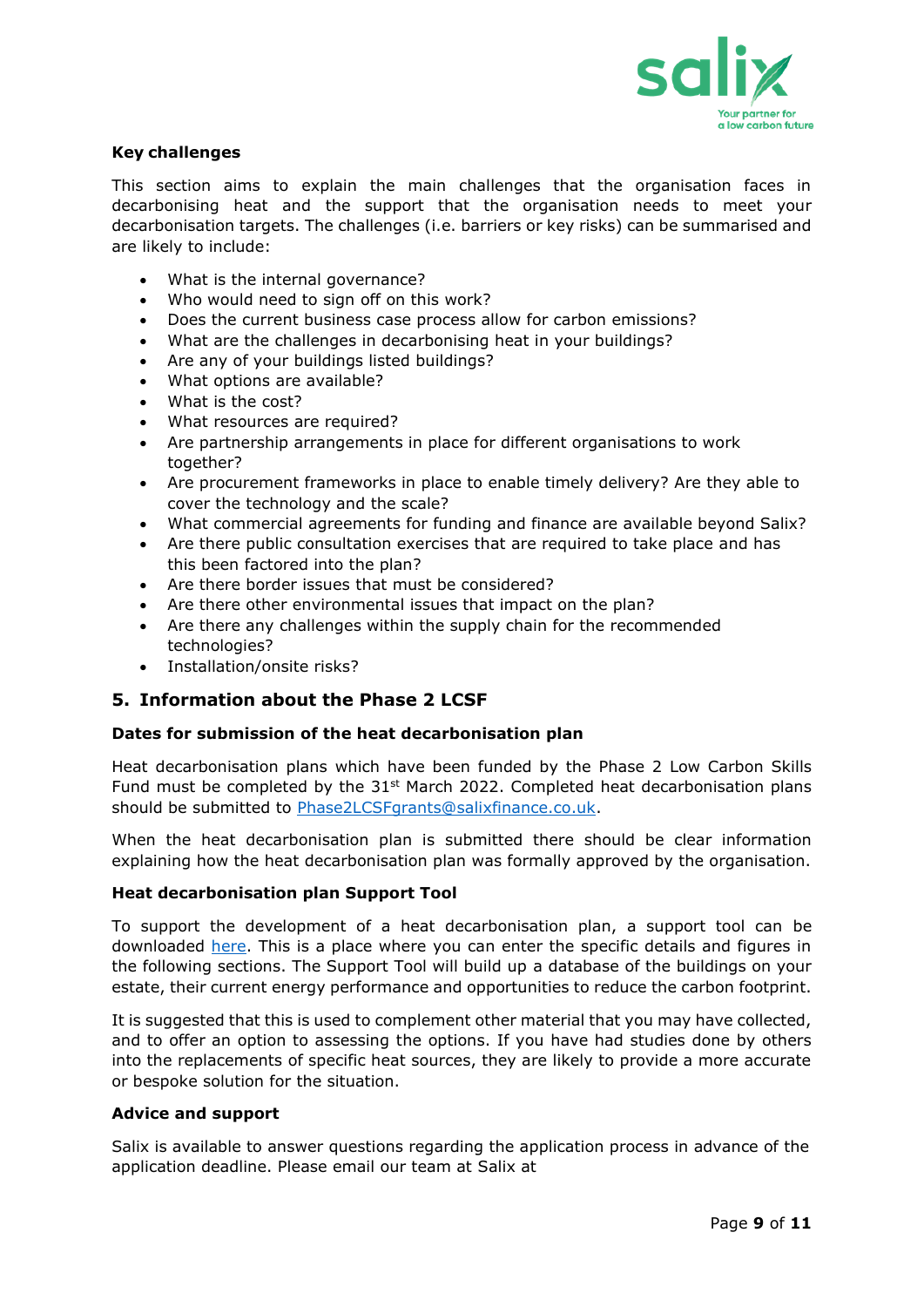**Key challenges**

This section aims to explain the main challenges that the organisation faces in decarbonising heat and the support that the organisation needs to meet your decarbonisation targets. The challenges (i.e. barriers or key risks) can be summarised and are likely to include:

- What is the internal governance?
- Who would need to sign off on this work?
- Does the current business case process allow for carbon emissions?
- What are the challenges in decarbonising heat in your buildings?
- Are any of your buildings listed buildings?
- What options are available?
- What is the cost?
- What resources are required?
- Are partnership arrangements in place for different organisations to work together?
- Are procurement frameworks in place to enable timely delivery? Are they able to cover the technology and the scale?
- What commercial agreements for funding and finance are available beyond Salix?
- Are there public consultation exercises that are required to take place and has this been factored into the plan?
- Are there border issues that must be considered?
- Are there other environmental issues that impact on the plan?
- Are there any challenges within the supply chain for the recommended technologies?
- Installation/onsite risks?

## 5. Information about the Phase 2 LCSF

**Dates for submission of the heat decarbonisation plan**

Heat decarbonisation plans which have been funded by the Phase 2 Low Carbon Skills Fund must be completed by the 31st March 2022. Completed heat decarbonisation plans should be submitted to [Phase2LCSFgrants@salixfinance.co.uk](mailto:Phase2LCSFgrants@salixfinance.co.uk).

When the heat decarbonisation plan is submitted there should be clear information explaining how the heat decarbonisation plan was formally approved by the organisation.

**Heat decarbonisation plan Support Tool**

To support the development of a heat decarbonisation plan, a support tool can be downloaded here. This is a place where you can enter the specific details and figures in the following sections. The Support Tool will build up a database of the buildings on your estate, their current energy performance and opportunities to reduce the carbon footprint.

It is suggested that this is used to complement other material that you may have collected, and to offer an option to assessing the options. If you have had studies done by others into the replacements of specific heat sources, they are likely to provide a more accurate or bespoke solution for the situation.

**Advice and support**

Salix is available to answer questions regarding the application process in advance of the application deadline. Please email our team at Salix at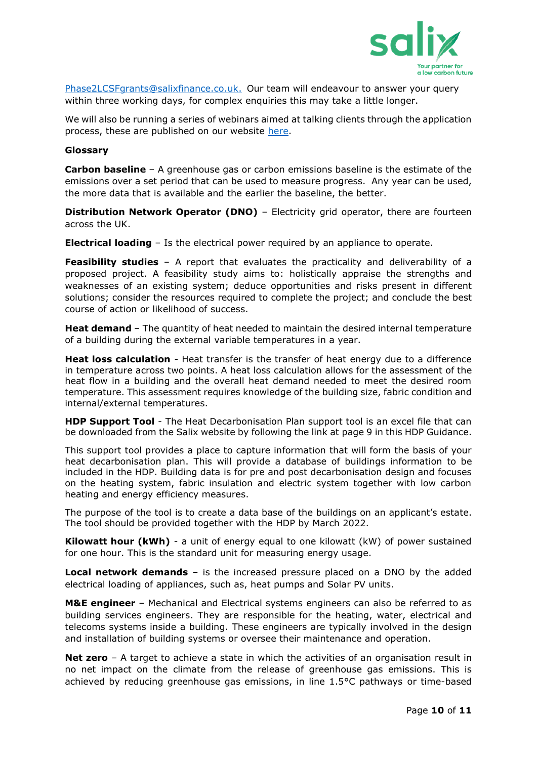Phase2LCSFgrants@salixfinance.co.uk. Our team will endeavour to answer your query within three working days, for complex enquiries this may take a little longer.

We will also be running a series of webinars aimed at talking clients through the application process, these are published on our website here.

**Glossary**

**Carbon baseline** – A greenhouse gas or carbon emissions baseline is the estimate of the emissions over a set period that can be used to measure progress. Any year can be used, the more data that is available and the earlier the baseline, the better.

**Distribution Network Operator (DNO)** – Electricity grid operator, there are fourteen across the UK.

**Electrical loading** – Is the electrical power required by an appliance to operate.

**Feasibility studies** – A report that evaluates the practicality and deliverability of a proposed project. A feasibility study aims to: holistically appraise the strengths and weaknesses of an existing system; deduce opportunities and risks present in different solutions; consider the resources required to complete the project; and conclude the best course of action or likelihood of success.

**Heat demand** – The quantity of heat needed to maintain the desired internal temperature of a building during the external variable temperatures in a year.

**Heat loss calculation** - Heat transfer is the transfer of heat energy due to a difference in temperature across two points. A heat loss calculation allows for the assessment of the heat flow in a building and the overall heat demand needed to meet the desired room temperature. This assessment requires knowledge of the building size, fabric condition and internal/external temperatures.

**HDP Support Tool** - The Heat Decarbonisation Plan support tool is an excel file that can be downloaded from the Salix website by following the link at page 9 in this HDP Guidance.

This support tool provides a place to capture information that will form the basis of your heat decarbonisation plan. This will provide a database of buildings information to be included in the HDP. Building data is for pre and post decarbonisation design and focuses on the heating system, fabric insulation and electric system together with low carbon heating and energy efficiency measures.

The purpose of the tool is to create a data base of the buildings on an applicant's estate. The tool should be provided together with the HDP by March 2022.

**Kilowatt hour (kWh)** - a unit of energy equal to one kilowatt (kW) of power sustained for one hour. This is the standard unit for measuring energy usage.

**Local network demands** – is the increased pressure placed on a DNO by the added electrical loading of appliances, such as, heat pumps and Solar PV units.

**M&E engineer** – Mechanical and Electrical systems engineers can also be referred to as building services engineers. They are responsible for the heating, water, electrical and telecoms systems inside a building. These engineers are typically involved in the design and installation of building systems or oversee their maintenance and operation.

**Net zero** – A target to achieve a state in which the activities of an organisation result in no net impact on the climate from the release of greenhouse gas emissions. This is achieved by reducing greenhouse gas emissions, in line 1.5°C pathways or time-based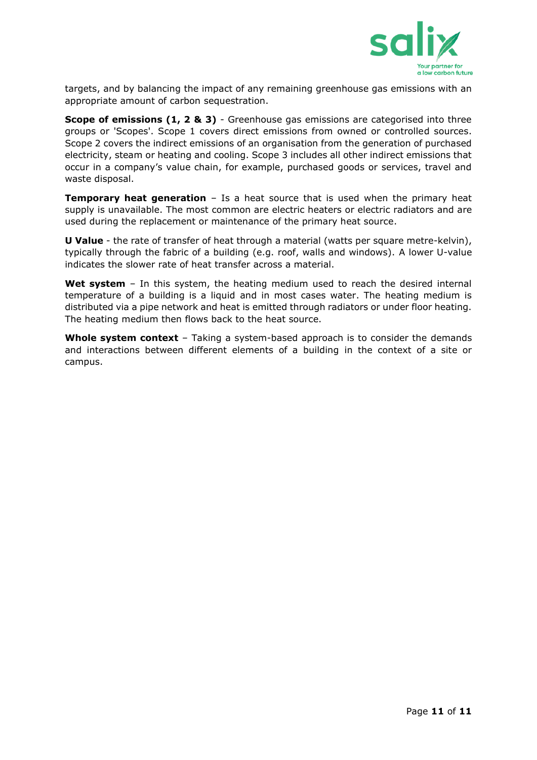targets, and by balancing the impact of any remaining greenhouse gas emissions with an appropriate amount of carbon sequestration.

**Scope of emissions (1, 2 & 3)** - Greenhouse gas emissions are categorised into three groups or 'Scopes'. Scope 1 covers direct emissions from owned or controlled sources. Scope 2 covers the indirect emissions of an organisation from the generation of purchased electricity, steam or heating and cooling. Scope 3 includes all other indirect emissions that occur in a company's value chain, for example, purchased goods or services, travel and waste disposal.

**Temporary heat generation** – Is a heat source that is used when the primary heat supply is unavailable. The most common are electric heaters or electric radiators and are used during the replacement or maintenance of the primary heat source.

**U Value** - the rate of transfer of heat through a material (watts per square metre-kelvin), typically through the fabric of a building (e.g. roof, walls and windows). A lower U-value indicates the slower rate of heat transfer across a material.

**Wet system** – In this system, the heating medium used to reach the desired internal temperature of a building is a liquid and in most cases water. The heating medium is distributed via a pipe network and heat is emitted through radiators or under floor heating. The heating medium then flows back to the heat source.

**Whole system context** – Taking a system-based approach is to consider the demands and interactions between different elements of a building in the context of a site or campus.